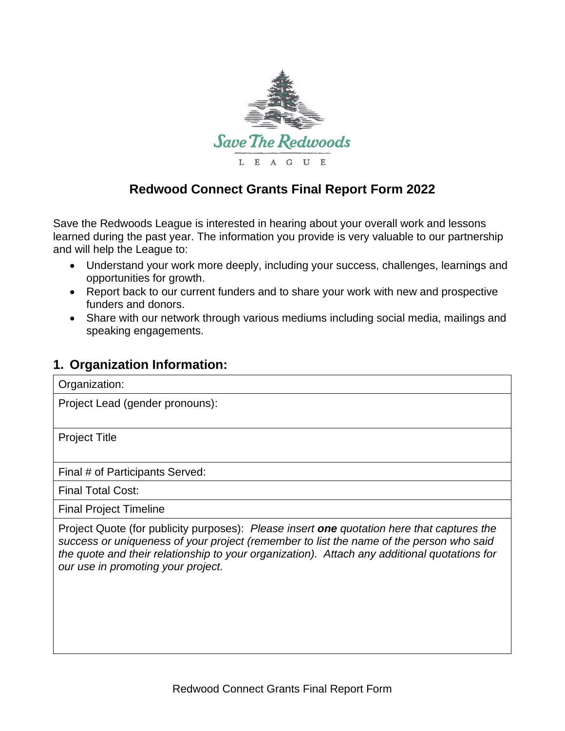Save The Redwoods

LEAGUE

## Redwood Connect Grants Final Report Form 2022

Save the Redwoods League is interested in hearing about your overall work and lessons learned during the past year. The information you provide is very valuable to our partnership and will help the League to:

- Understand your work more deeply, including your success, challenges, learnings and opportunities for growth.
- Report back to our current funders and to share your work with new and prospective funders and donors.
- Share with our network through various mediums including social media, mailings and speaking engagements.

## 1. Organization Information:

| Organization: |
| --- |
| Project Lead (gender pronouns): |
| Project Title |
| Final # of Participants Served: |
| Final Total Cost: |
| Final Project Timeline |
| Project Quote (for publicity purposes): *Please insert **one** quotation here that captures the success or uniqueness of your project (remember to list the name of the person who said the quote and their relationship to your organization). Attach any additional quotations for our use in promoting your project.* |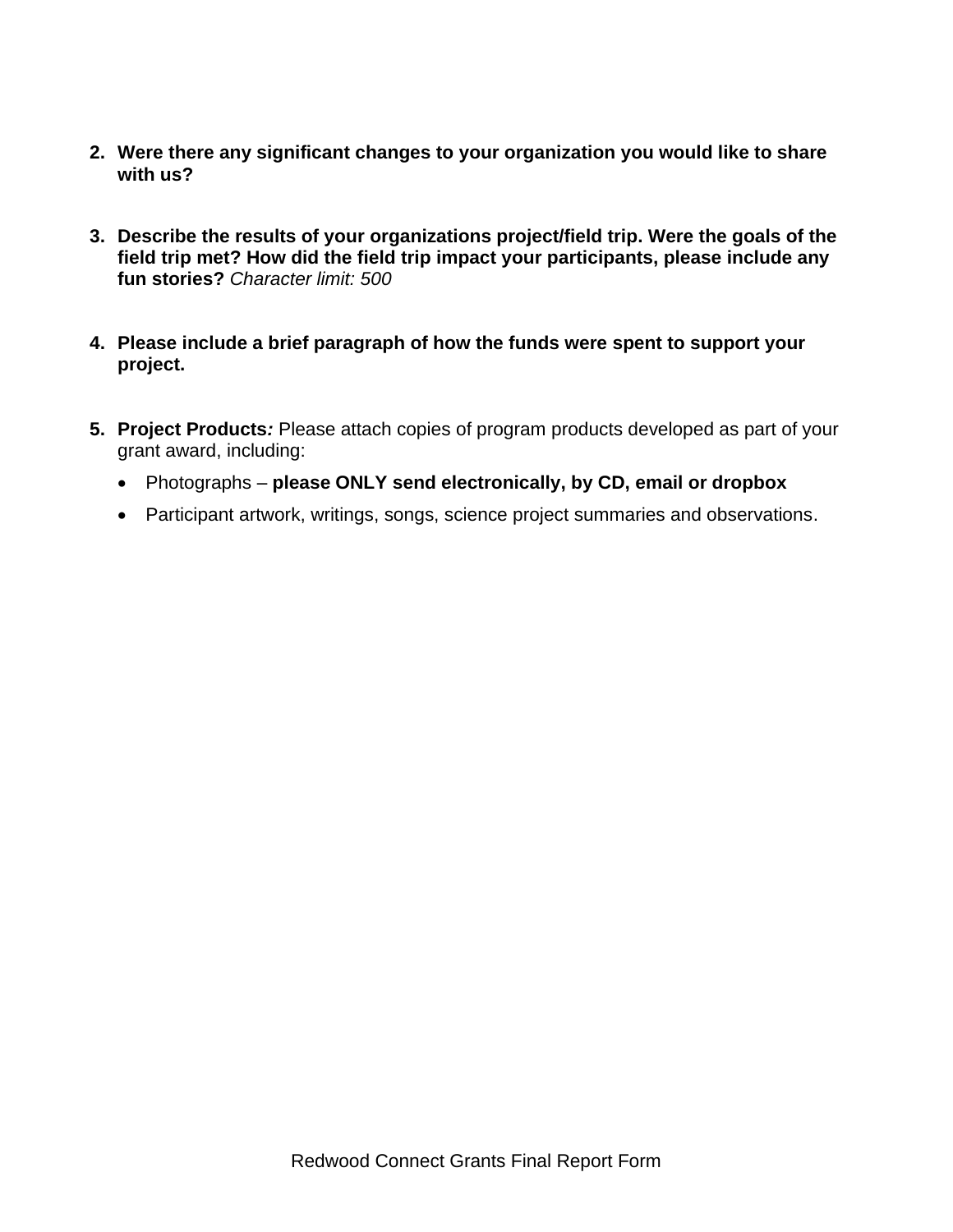2. **Were there any significant changes to your organization you would like to share with us?**

3. **Describe the results of your organizations project/field trip. Were the goals of the field trip met? How did the field trip impact your participants, please include any fun stories?** *Character limit: 500*

4. **Please include a brief paragraph of how the funds were spent to support your project.**

5. **Project Products*:*** Please attach copies of program products developed as part of your grant award, including:
   - Photographs – **please ONLY send electronically, by CD, email or dropbox**
   - Participant artwork, writings, songs, science project summaries and observations.